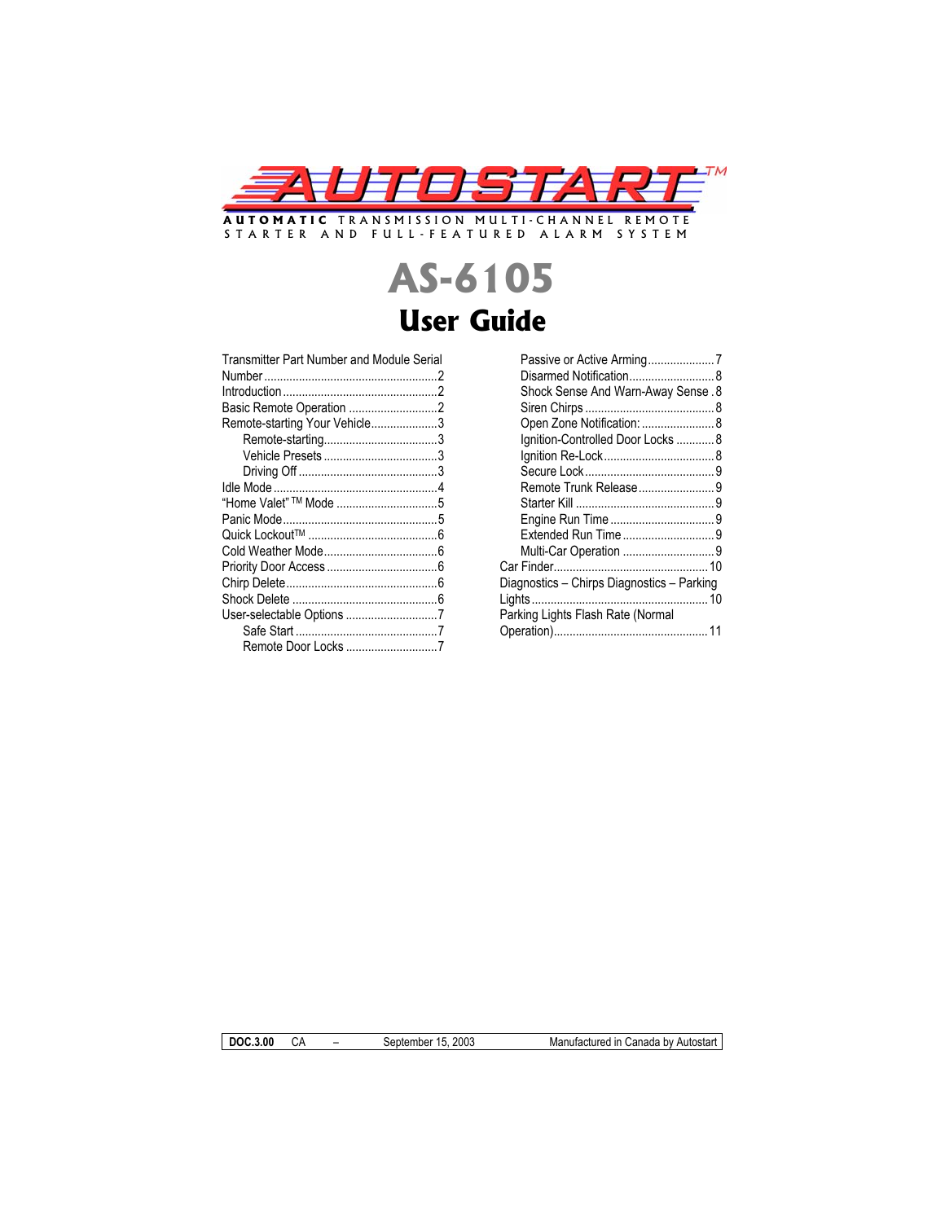# AUTOSTART™

**AUTOMATIC** TRANSMISSION MULTI-CHANNEL REMOTE STARTER AND FULL-FEATURED ALARM SYSTEM

# AS-6105

## User Guide

Transmitter Part Number and Module Serial Number.......................................................2
Introduction.................................................................2
Basic Remote Operation ............................2
Remote-starting Your Vehicle.....................3
- Remote-starting....................................3
- Vehicle Presets....................................3
- Driving Off............................................3

Idle Mode....................................................4
"Home Valet" ™ Mode ................................5
Panic Mode.................................................5
Quick Lockout™ .........................................6
Cold Weather Mode....................................6
Priority Door Access ...................................6
Chirp Delete................................................6
Shock Delete ..............................................6
User-selectable Options .............................7
- Safe Start .............................................7
- Remote Door Locks .............................7
- Passive or Active Arming.....................7
- Disarmed Notification...........................8
- Shock Sense And Warn-Away Sense . 8
- Siren Chirps .........................................8
- Open Zone Notification: .......................8
- Ignition-Controlled Door Locks ............8
- Ignition Re-Lock...................................8
- Secure Lock.........................................9
- Remote Trunk Release........................9
- Starter Kill ............................................9
- Engine Run Time .................................9
- Extended Run Time .............................9
- Multi-Car Operation .............................9

Car Finder.................................................10
Diagnostics – Chirps Diagnostics – Parking Lights........................................................10
Parking Lights Flash Rate (Normal Operation).................................................11

| **DOC.3.00** | CA | – | September 15, 2003 | Manufactured in Canada by Autostart |
|---|---|---|---|---|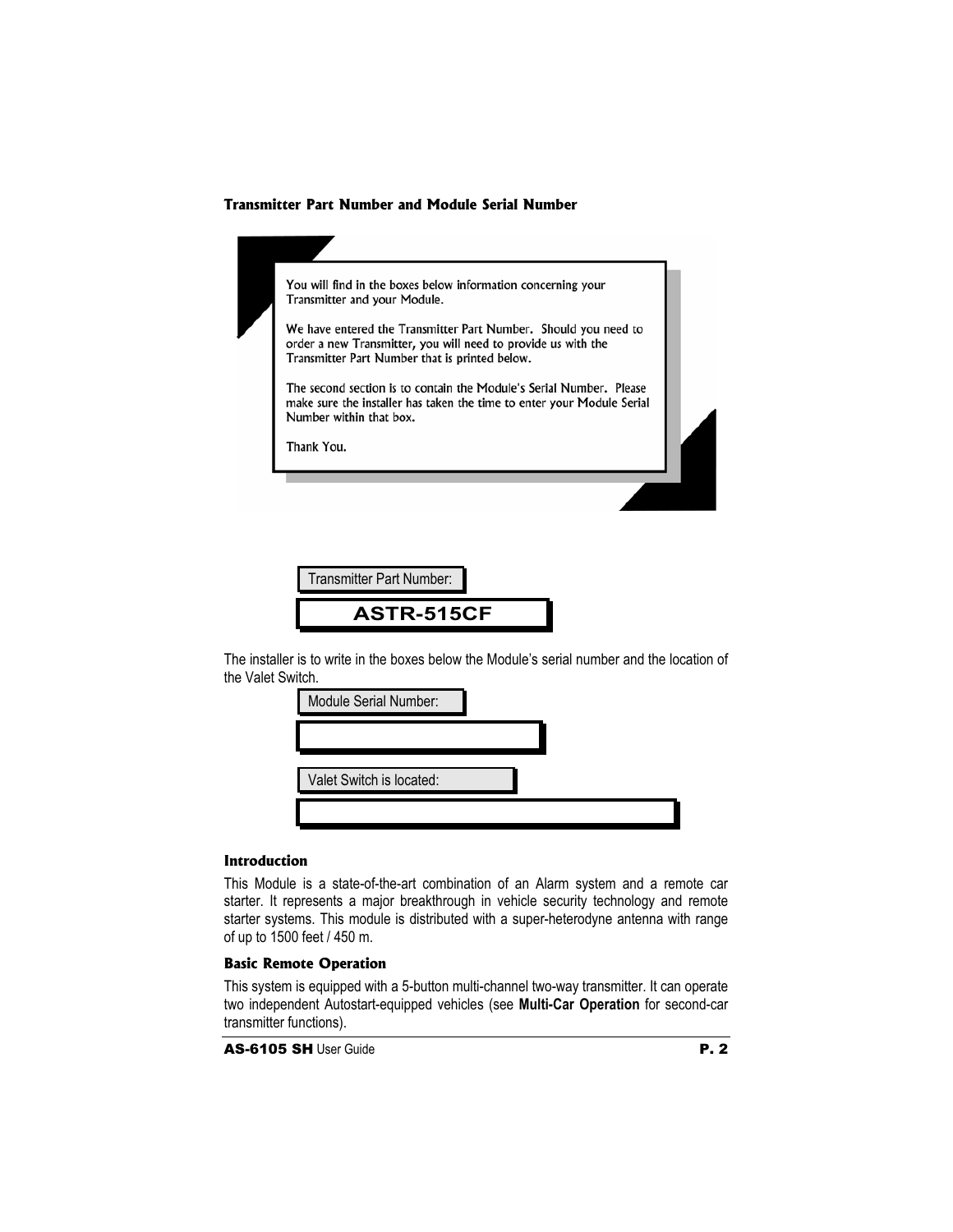### Transmitter Part Number and Module Serial Number

You will find in the boxes below information concerning your Transmitter and your Module.

We have entered the Transmitter Part Number. Should you need to order a new Transmitter, you will need to provide us with the Transmitter Part Number that is printed below.

The second section is to contain the Module's Serial Number. Please make sure the installer has taken the time to enter your Module Serial Number within that box.

Thank You.

Transmitter Part Number:

**ASTR-515CF**

The installer is to write in the boxes below the Module's serial number and the location of the Valet Switch.

Module Serial Number:

Valet Switch is located:

### Introduction

This Module is a state-of-the-art combination of an Alarm system and a remote car starter. It represents a major breakthrough in vehicle security technology and remote starter systems. This module is distributed with a super-heterodyne antenna with range of up to 1500 feet / 450 m.

### Basic Remote Operation

This system is equipped with a 5-button multi-channel two-way transmitter. It can operate two independent Autostart-equipped vehicles (see **Multi-Car Operation** for second-car transmitter functions).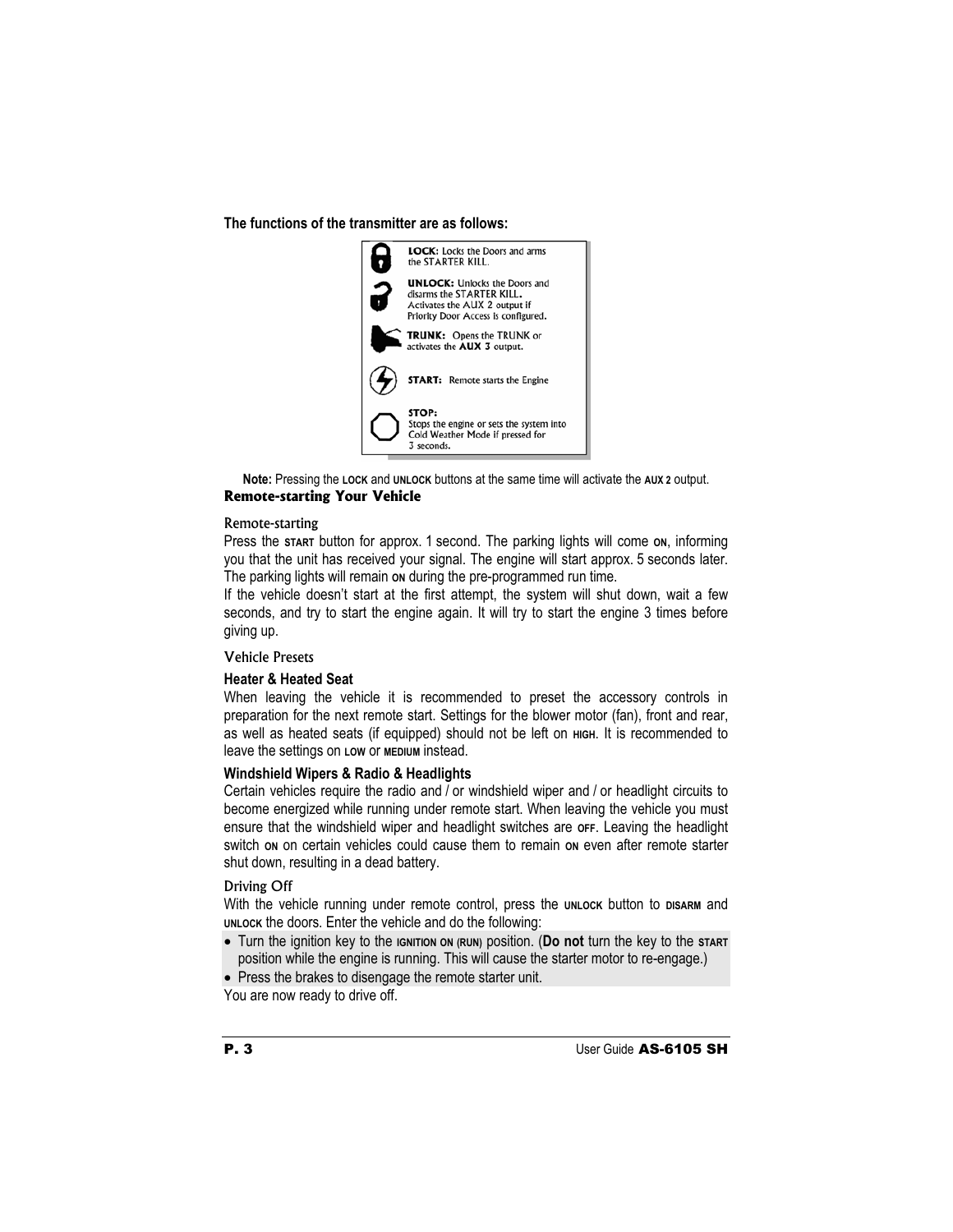**The functions of the transmitter are as follows:**

**LOCK:** Locks the Doors and arms the STARTER KILL.

**UNLOCK:** Unlocks the Doors and disarms the STARTER KILL. Activates the AUX 2 output if Priority Door Access is configured.

**TRUNK:** Opens the TRUNK or activates the **AUX 3** output.

**START:** Remote starts the Engine

**STOP:** Stops the engine or sets the system into Cold Weather Mode if pressed for 3 seconds.

**Note:** Pressing the LOCK and UNLOCK buttons at the same time will activate the AUX 2 output.

## Remote-starting Your Vehicle

### Remote-starting

Press the START button for approx. 1 second. The parking lights will come ON, informing you that the unit has received your signal. The engine will start approx. 5 seconds later. The parking lights will remain ON during the pre-programmed run time.

If the vehicle doesn't start at the first attempt, the system will shut down, wait a few seconds, and try to start the engine again. It will try to start the engine 3 times before giving up.

### Vehicle Presets

**Heater & Heated Seat**

When leaving the vehicle it is recommended to preset the accessory controls in preparation for the next remote start. Settings for the blower motor (fan), front and rear, as well as heated seats (if equipped) should not be left on HIGH. It is recommended to leave the settings on LOW or MEDIUM instead.

**Windshield Wipers & Radio & Headlights**

Certain vehicles require the radio and / or windshield wiper and / or headlight circuits to become energized while running under remote start. When leaving the vehicle you must ensure that the windshield wiper and headlight switches are OFF. Leaving the headlight switch ON on certain vehicles could cause them to remain ON even after remote starter shut down, resulting in a dead battery.

### Driving Off

With the vehicle running under remote control, press the UNLOCK button to DISARM and UNLOCK the doors. Enter the vehicle and do the following:

- Turn the ignition key to the IGNITION ON (RUN) position. (**Do not** turn the key to the START position while the engine is running. This will cause the starter motor to re-engage.)
- Press the brakes to disengage the remote starter unit.

You are now ready to drive off.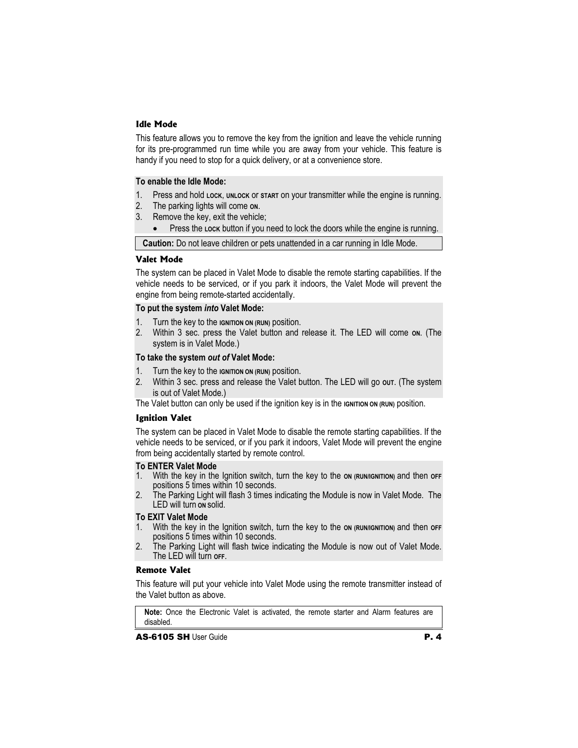## Idle Mode

This feature allows you to remove the key from the ignition and leave the vehicle running for its pre-programmed run time while you are away from your vehicle. This feature is handy if you need to stop for a quick delivery, or at a convenience store.

**To enable the Idle Mode:**

1. Press and hold LOCK, UNLOCK or START on your transmitter while the engine is running.
2. The parking lights will come ON.
3. Remove the key, exit the vehicle;
   - Press the LOCK button if you need to lock the doors while the engine is running.

**Caution:** Do not leave children or pets unattended in a car running in Idle Mode.

## Valet Mode

The system can be placed in Valet Mode to disable the remote starting capabilities. If the vehicle needs to be serviced, or if you park it indoors, the Valet Mode will prevent the engine from being remote-started accidentally.

**To put the system *into* Valet Mode:**

1. Turn the key to the IGNITION ON (RUN) position.
2. Within 3 sec. press the Valet button and release it. The LED will come ON. (The system is in Valet Mode.)

**To take the system *out of* Valet Mode:**

1. Turn the key to the IGNITION ON (RUN) position.
2. Within 3 sec. press and release the Valet button. The LED will go OUT. (The system is out of Valet Mode.)

The Valet button can only be used if the ignition key is in the IGNITION ON (RUN) position.

## Ignition Valet

The system can be placed in Valet Mode to disable the remote starting capabilities. If the vehicle needs to be serviced, or if you park it indoors, Valet Mode will prevent the engine from being accidentally started by remote control.

**To ENTER Valet Mode**

1. With the key in the Ignition switch, turn the key to the ON (RUN/IGNITION) and then OFF positions 5 times within 10 seconds.
2. The Parking Light will flash 3 times indicating the Module is now in Valet Mode. The LED will turn ON solid.

**To EXIT Valet Mode**

1. With the key in the Ignition switch, turn the key to the ON (RUN/IGNITION) and then OFF positions 5 times within 10 seconds.
2. The Parking Light will flash twice indicating the Module is now out of Valet Mode. The LED will turn OFF.

## Remote Valet

This feature will put your vehicle into Valet Mode using the remote transmitter instead of the Valet button as above.

**Note:** Once the Electronic Valet is activated, the remote starter and Alarm features are disabled.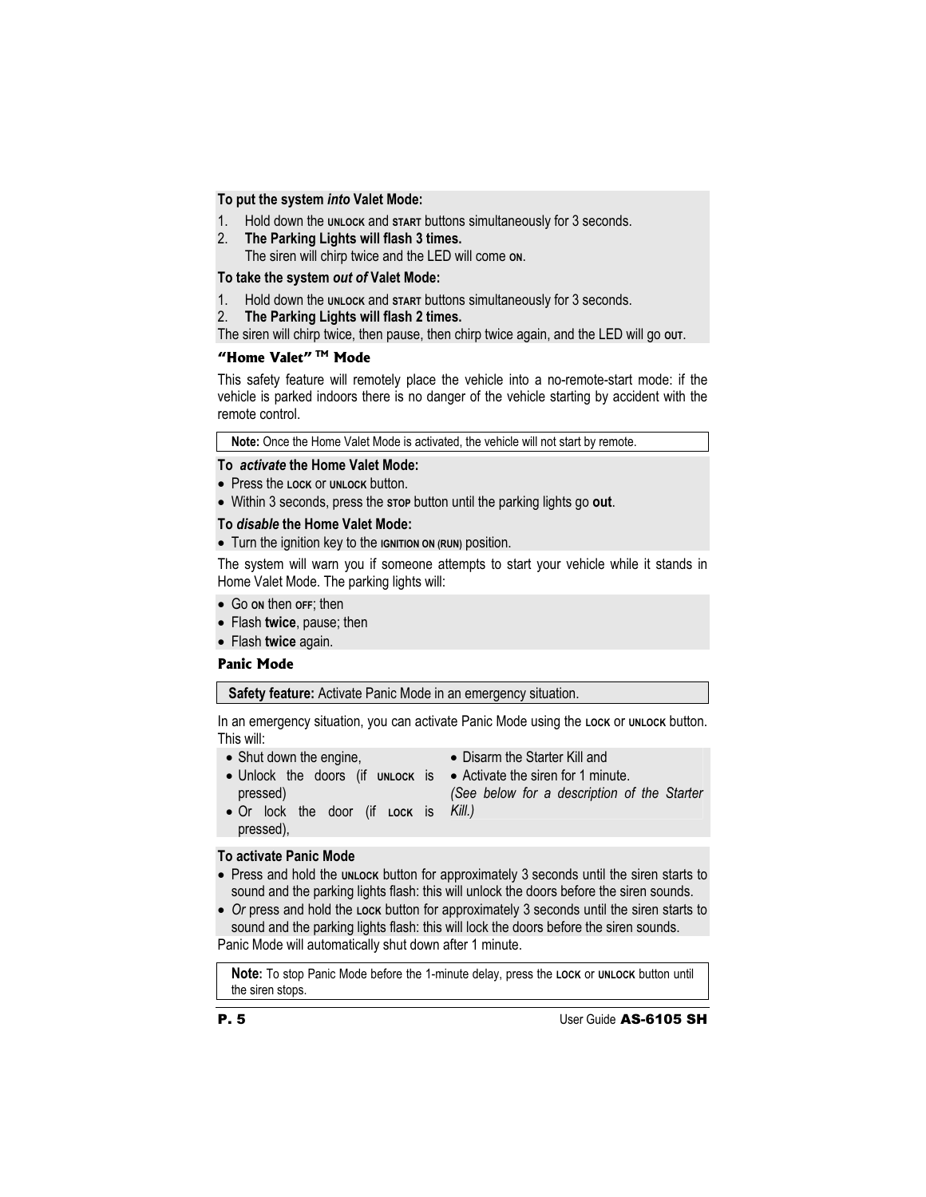**To put the system *into* Valet Mode:**

1. Hold down the UNLOCK and START buttons simultaneously for 3 seconds.
2. **The Parking Lights will flash 3 times.**
   The siren will chirp twice and the LED will come ON.

**To take the system *out of* Valet Mode:**

1. Hold down the UNLOCK and START buttons simultaneously for 3 seconds.
2. **The Parking Lights will flash 2 times.**

The siren will chirp twice, then pause, then chirp twice again, and the LED will go OUT.

### "Home Valet" ™ Mode

This safety feature will remotely place the vehicle into a no-remote-start mode: if the vehicle is parked indoors there is no danger of the vehicle starting by accident with the remote control.

**Note:** Once the Home Valet Mode is activated, the vehicle will not start by remote.

**To *activate* the Home Valet Mode:**

- Press the LOCK or UNLOCK button.
- Within 3 seconds, press the STOP button until the parking lights go **out**.

**To *disable* the Home Valet Mode:**

- Turn the ignition key to the IGNITION ON (RUN) position.

The system will warn you if someone attempts to start your vehicle while it stands in Home Valet Mode. The parking lights will:

- Go ON then OFF; then
- Flash **twice**, pause; then
- Flash **twice** again.

### Panic Mode

**Safety feature:** Activate Panic Mode in an emergency situation.

In an emergency situation, you can activate Panic Mode using the LOCK or UNLOCK button. This will:

- Shut down the engine,
- Unlock the doors (if UNLOCK is pressed)
- Or lock the door (if LOCK is pressed),
- Disarm the Starter Kill and
- Activate the siren for 1 minute.

*(See below for a description of the Starter Kill.)*

**To activate Panic Mode**

- Press and hold the UNLOCK button for approximately 3 seconds until the siren starts to sound and the parking lights flash: this will unlock the doors before the siren sounds.
- *Or* press and hold the LOCK button for approximately 3 seconds until the siren starts to sound and the parking lights flash: this will lock the doors before the siren sounds.

Panic Mode will automatically shut down after 1 minute.

**Note:** To stop Panic Mode before the 1-minute delay, press the LOCK or UNLOCK button until the siren stops.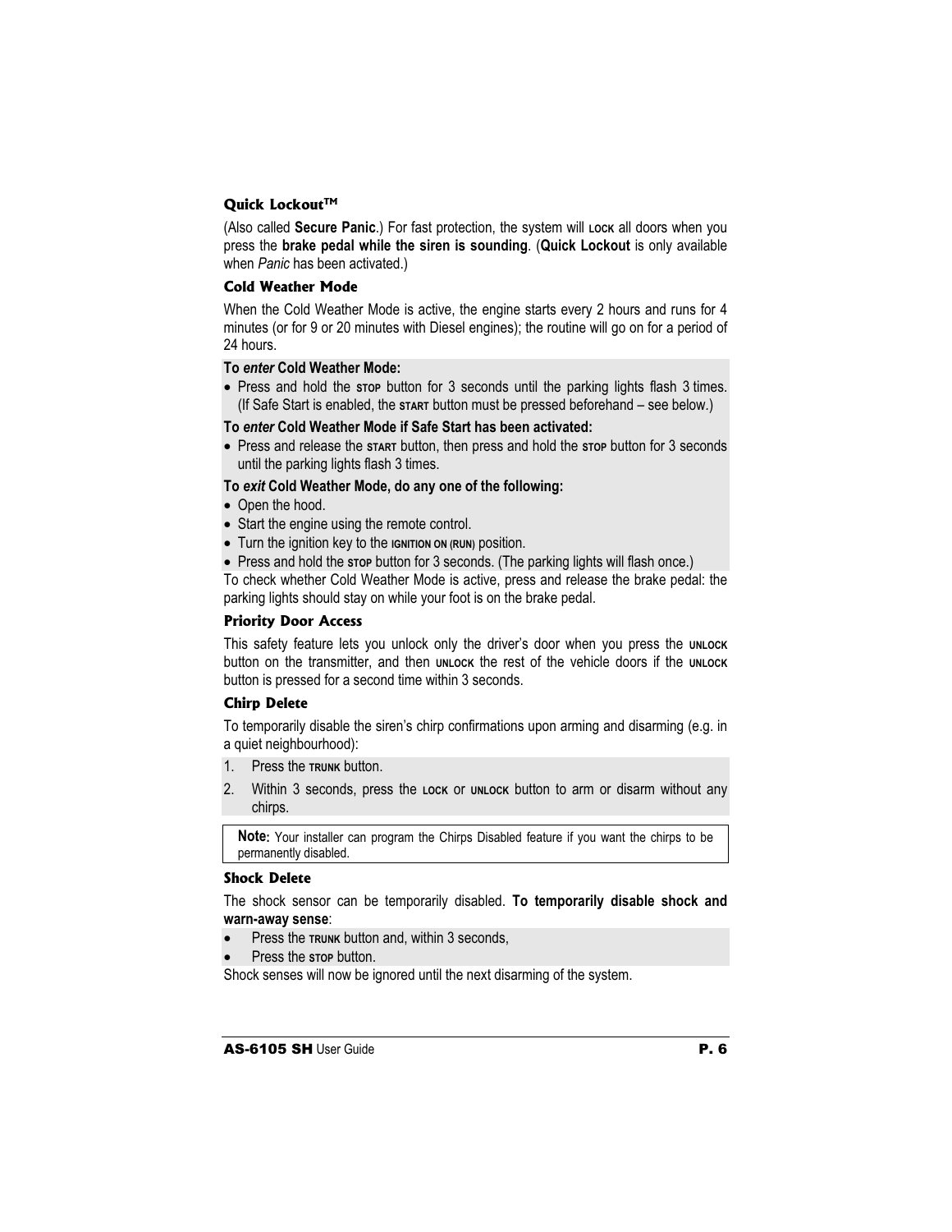### Quick Lockout™

(Also called **Secure Panic**.) For fast protection, the system will LOCK all doors when you press the **brake pedal while the siren is sounding**. (**Quick Lockout** is only available when *Panic* has been activated.)

### Cold Weather Mode

When the Cold Weather Mode is active, the engine starts every 2 hours and runs for 4 minutes (or for 9 or 20 minutes with Diesel engines); the routine will go on for a period of 24 hours.

**To *enter* Cold Weather Mode:**

- Press and hold the STOP button for 3 seconds until the parking lights flash 3 times. (If Safe Start is enabled, the START button must be pressed beforehand – see below.)

**To *enter* Cold Weather Mode if Safe Start has been activated:**

- Press and release the START button, then press and hold the STOP button for 3 seconds until the parking lights flash 3 times.

**To *exit* Cold Weather Mode, do any one of the following:**

- Open the hood.
- Start the engine using the remote control.
- Turn the ignition key to the IGNITION ON (RUN) position.
- Press and hold the STOP button for 3 seconds. (The parking lights will flash once.)

To check whether Cold Weather Mode is active, press and release the brake pedal: the parking lights should stay on while your foot is on the brake pedal.

### Priority Door Access

This safety feature lets you unlock only the driver's door when you press the UNLOCK button on the transmitter, and then UNLOCK the rest of the vehicle doors if the UNLOCK button is pressed for a second time within 3 seconds.

### Chirp Delete

To temporarily disable the siren's chirp confirmations upon arming and disarming (e.g. in a quiet neighbourhood):

1. Press the TRUNK button.
2. Within 3 seconds, press the LOCK or UNLOCK button to arm or disarm without any chirps.

> **Note:** Your installer can program the Chirps Disabled feature if you want the chirps to be permanently disabled.

### Shock Delete

The shock sensor can be temporarily disabled. **To temporarily disable shock and warn-away sense**:

- Press the TRUNK button and, within 3 seconds,
- Press the STOP button.

Shock senses will now be ignored until the next disarming of the system.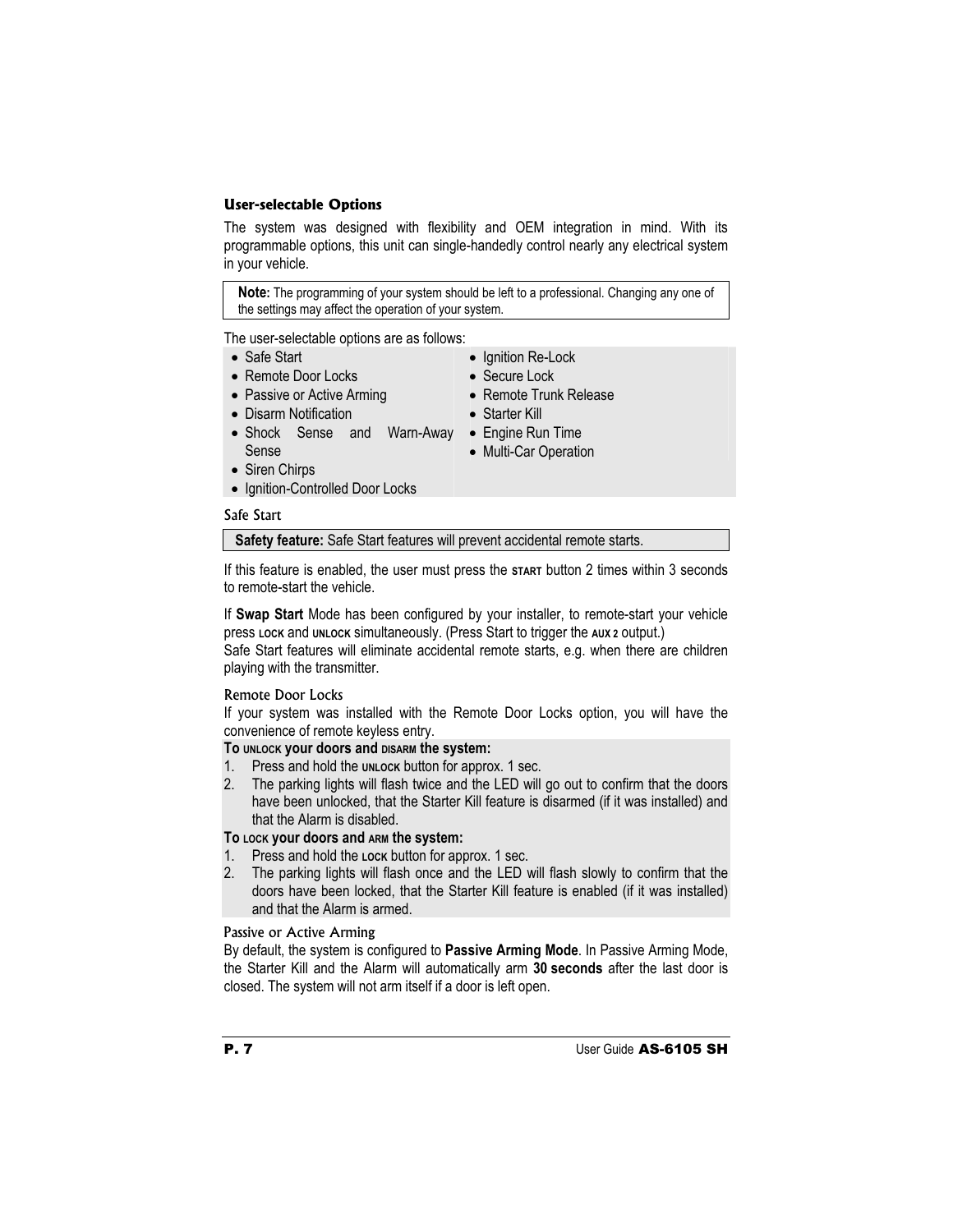## User-selectable Options

The system was designed with flexibility and OEM integration in mind. With its programmable options, this unit can single-handedly control nearly any electrical system in your vehicle.

> **Note:** The programming of your system should be left to a professional. Changing any one of the settings may affect the operation of your system.

The user-selectable options are as follows:

- Safe Start
- Remote Door Locks
- Passive or Active Arming
- Disarm Notification
- Shock Sense and Warn-Away Sense
- Siren Chirps
- Ignition-Controlled Door Locks
- Ignition Re-Lock
- Secure Lock
- Remote Trunk Release
- Starter Kill
- Engine Run Time
- Multi-Car Operation

### Safe Start

> **Safety feature:** Safe Start features will prevent accidental remote starts.

If this feature is enabled, the user must press the START button 2 times within 3 seconds to remote-start the vehicle.

If **Swap Start** Mode has been configured by your installer, to remote-start your vehicle press LOCK and UNLOCK simultaneously. (Press Start to trigger the AUX 2 output.)
Safe Start features will eliminate accidental remote starts, e.g. when there are children playing with the transmitter.

### Remote Door Locks

If your system was installed with the Remote Door Locks option, you will have the convenience of remote keyless entry.

**To UNLOCK your doors and DISARM the system:**

1. Press and hold the UNLOCK button for approx. 1 sec.
2. The parking lights will flash twice and the LED will go out to confirm that the doors have been unlocked, that the Starter Kill feature is disarmed (if it was installed) and that the Alarm is disabled.

**To LOCK your doors and ARM the system:**

1. Press and hold the LOCK button for approx. 1 sec.
2. The parking lights will flash once and the LED will flash slowly to confirm that the doors have been locked, that the Starter Kill feature is enabled (if it was installed) and that the Alarm is armed.

### Passive or Active Arming

By default, the system is configured to **Passive Arming Mode**. In Passive Arming Mode, the Starter Kill and the Alarm will automatically arm **30 seconds** after the last door is closed. The system will not arm itself if a door is left open.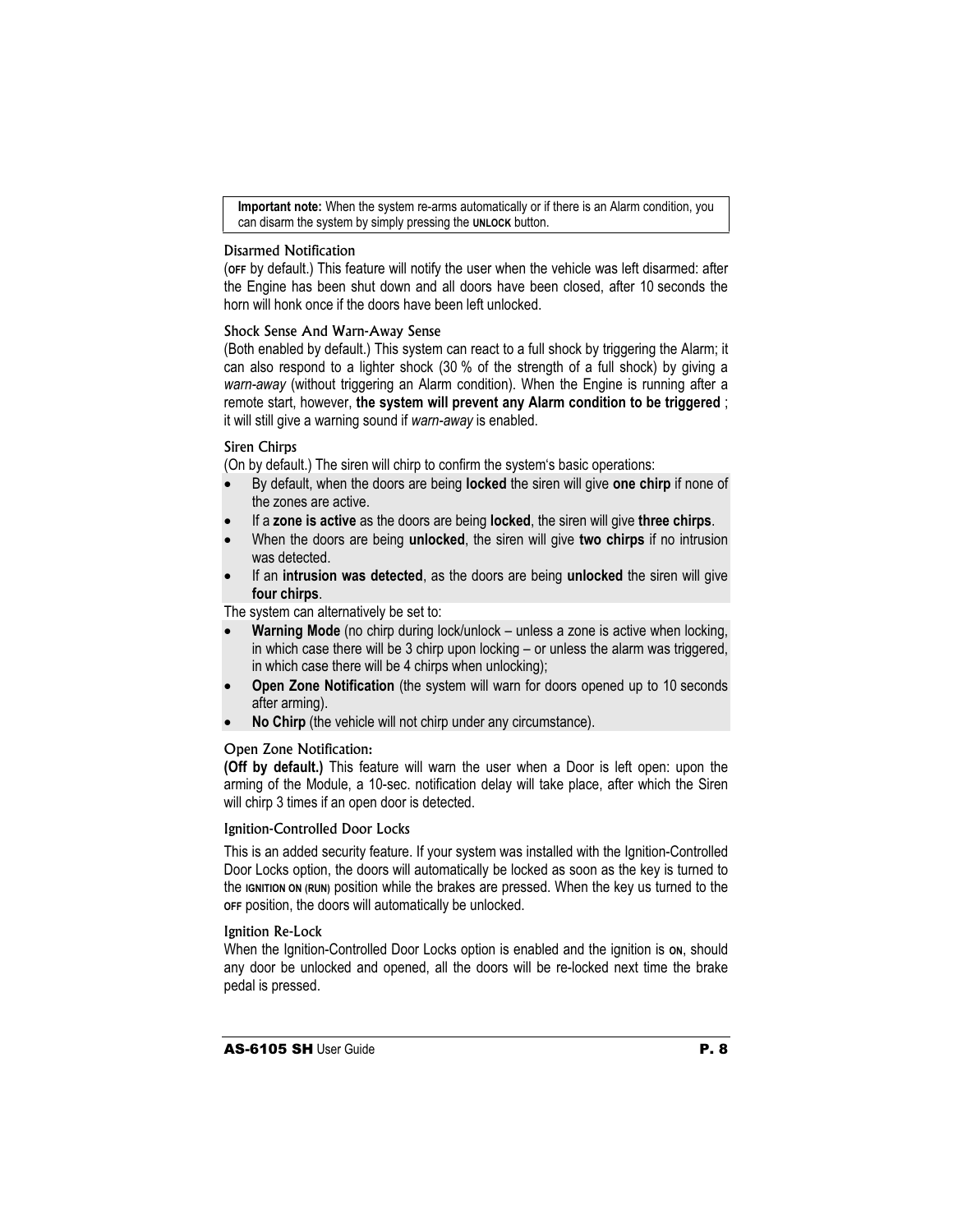> **Important note:** When the system re-arms automatically or if there is an Alarm condition, you can disarm the system by simply pressing the **UNLOCK** button.

### Disarmed Notification

(**OFF** by default.) This feature will notify the user when the vehicle was left disarmed: after the Engine has been shut down and all doors have been closed, after 10 seconds the horn will honk once if the doors have been left unlocked.

### Shock Sense And Warn-Away Sense

(Both enabled by default.) This system can react to a full shock by triggering the Alarm; it can also respond to a lighter shock (30 % of the strength of a full shock) by giving a *warn-away* (without triggering an Alarm condition). When the Engine is running after a remote start, however, **the system will prevent any Alarm condition to be triggered** ; it will still give a warning sound if *warn-away* is enabled.

### Siren Chirps

(On by default.) The siren will chirp to confirm the system's basic operations:

- By default, when the doors are being **locked** the siren will give **one chirp** if none of the zones are active.
- If a **zone is active** as the doors are being **locked**, the siren will give **three chirps**.
- When the doors are being **unlocked**, the siren will give **two chirps** if no intrusion was detected.
- If an **intrusion was detected**, as the doors are being **unlocked** the siren will give **four chirps**.

The system can alternatively be set to:

- **Warning Mode** (no chirp during lock/unlock – unless a zone is active when locking, in which case there will be 3 chirp upon locking – or unless the alarm was triggered, in which case there will be 4 chirps when unlocking);
- **Open Zone Notification** (the system will warn for doors opened up to 10 seconds after arming).
- **No Chirp** (the vehicle will not chirp under any circumstance).

### Open Zone Notification:

**(Off by default.)** This feature will warn the user when a Door is left open: upon the arming of the Module, a 10-sec. notification delay will take place, after which the Siren will chirp 3 times if an open door is detected.

### Ignition-Controlled Door Locks

This is an added security feature. If your system was installed with the Ignition-Controlled Door Locks option, the doors will automatically be locked as soon as the key is turned to the **IGNITION ON (RUN)** position while the brakes are pressed. When the key us turned to the **OFF** position, the doors will automatically be unlocked.

### Ignition Re-Lock

When the Ignition-Controlled Door Locks option is enabled and the ignition is **ON**, should any door be unlocked and opened, all the doors will be re-locked next time the brake pedal is pressed.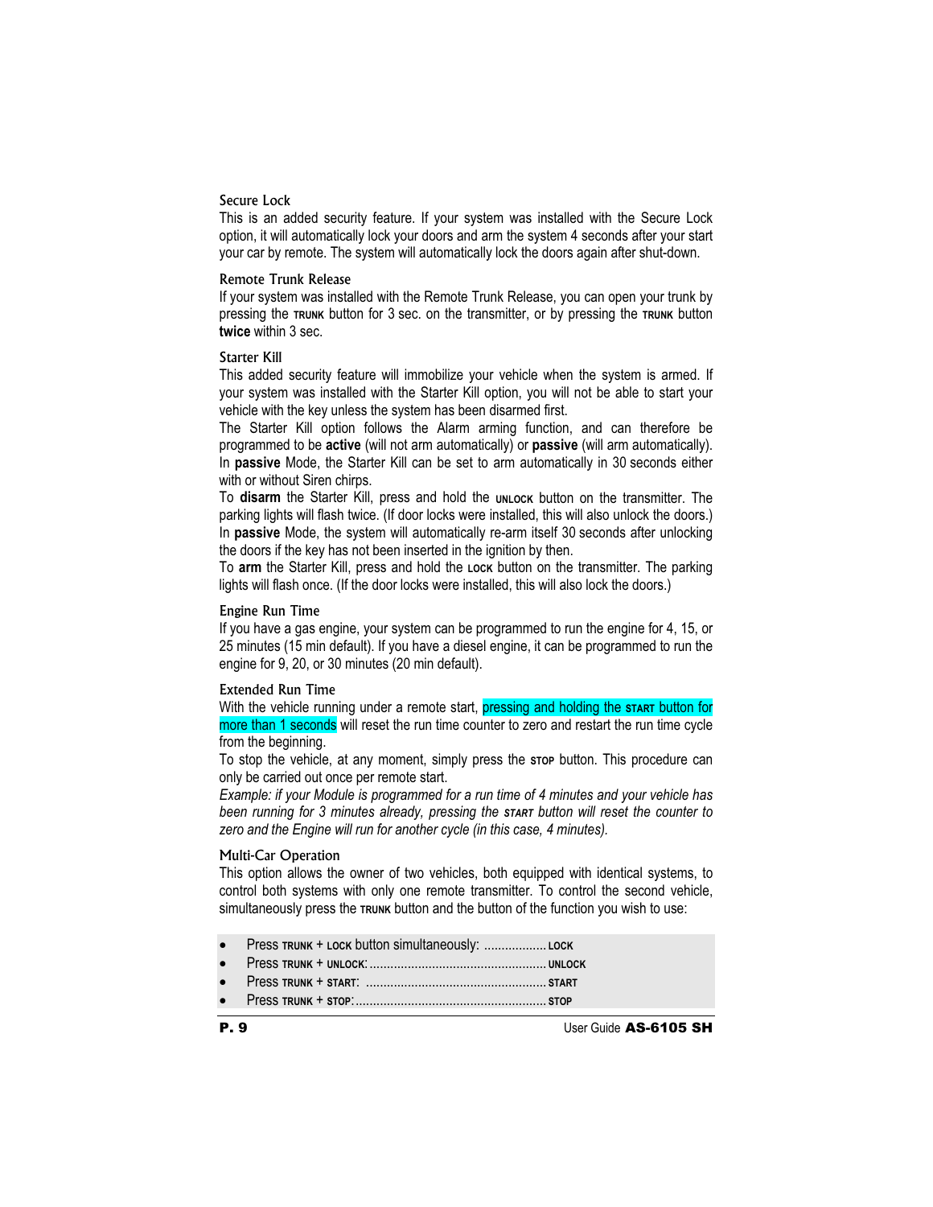### Secure Lock

This is an added security feature. If your system was installed with the Secure Lock option, it will automatically lock your doors and arm the system 4 seconds after your start your car by remote. The system will automatically lock the doors again after shut-down.

### Remote Trunk Release

If your system was installed with the Remote Trunk Release, you can open your trunk by pressing the TRUNK button for 3 sec. on the transmitter, or by pressing the TRUNK button **twice** within 3 sec.

### Starter Kill

This added security feature will immobilize your vehicle when the system is armed. If your system was installed with the Starter Kill option, you will not be able to start your vehicle with the key unless the system has been disarmed first.

The Starter Kill option follows the Alarm arming function, and can therefore be programmed to be **active** (will not arm automatically) or **passive** (will arm automatically). In **passive** Mode, the Starter Kill can be set to arm automatically in 30 seconds either with or without Siren chirps.

To **disarm** the Starter Kill, press and hold the UNLOCK button on the transmitter. The parking lights will flash twice. (If door locks were installed, this will also unlock the doors.) In **passive** Mode, the system will automatically re-arm itself 30 seconds after unlocking the doors if the key has not been inserted in the ignition by then.

To **arm** the Starter Kill, press and hold the LOCK button on the transmitter. The parking lights will flash once. (If the door locks were installed, this will also lock the doors.)

### Engine Run Time

If you have a gas engine, your system can be programmed to run the engine for 4, 15, or 25 minutes (15 min default). If you have a diesel engine, it can be programmed to run the engine for 9, 20, or 30 minutes (20 min default).

### Extended Run Time

With the vehicle running under a remote start, pressing and holding the START button for more than 1 seconds will reset the run time counter to zero and restart the run time cycle from the beginning.

To stop the vehicle, at any moment, simply press the STOP button. This procedure can only be carried out once per remote start.

*Example: if your Module is programmed for a run time of 4 minutes and your vehicle has been running for 3 minutes already, pressing the START button will reset the counter to zero and the Engine will run for another cycle (in this case, 4 minutes).*

### Multi-Car Operation

This option allows the owner of two vehicles, both equipped with identical systems, to control both systems with only one remote transmitter. To control the second vehicle, simultaneously press the TRUNK button and the button of the function you wish to use:

- Press TRUNK + LOCK button simultaneously: .................. LOCK
- Press TRUNK + UNLOCK: .................................................. UNLOCK
- Press TRUNK + START: .................................................... START
- Press TRUNK + STOP: ...................................................... STOP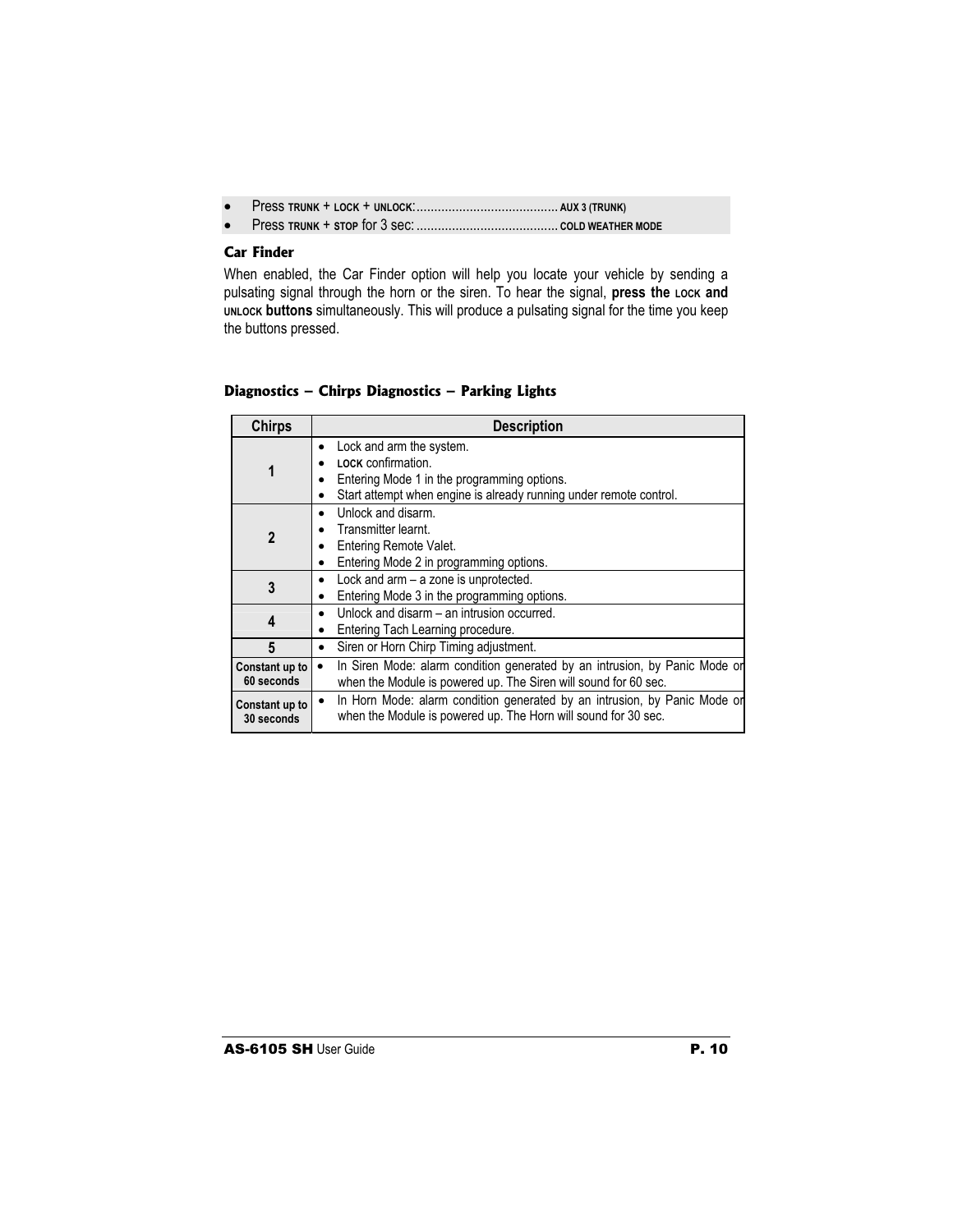- Press TRUNK + LOCK + UNLOCK:........................................ AUX 3 (TRUNK)
- Press TRUNK + STOP for 3 sec: ........................................ COLD WEATHER MODE

### Car Finder

When enabled, the Car Finder option will help you locate your vehicle by sending a pulsating signal through the horn or the siren. To hear the signal, **press the LOCK and UNLOCK buttons** simultaneously. This will produce a pulsating signal for the time you keep the buttons pressed.

### Diagnostics – Chirps Diagnostics – Parking Lights

| Chirps | Description |
|---|---|
| 1 | • Lock and arm the system.<br>• LOCK confirmation.<br>• Entering Mode 1 in the programming options.<br>• Start attempt when engine is already running under remote control. |
| 2 | • Unlock and disarm.<br>• Transmitter learnt.<br>• Entering Remote Valet.<br>• Entering Mode 2 in programming options. |
| 3 | • Lock and arm – a zone is unprotected.<br>• Entering Mode 3 in the programming options. |
| 4 | • Unlock and disarm – an intrusion occurred.<br>• Entering Tach Learning procedure. |
| 5 | • Siren or Horn Chirp Timing adjustment. |
| Constant up to 60 seconds | • In Siren Mode: alarm condition generated by an intrusion, by Panic Mode or when the Module is powered up. The Siren will sound for 60 sec. |
| Constant up to 30 seconds | • In Horn Mode: alarm condition generated by an intrusion, by Panic Mode or when the Module is powered up. The Horn will sound for 30 sec. |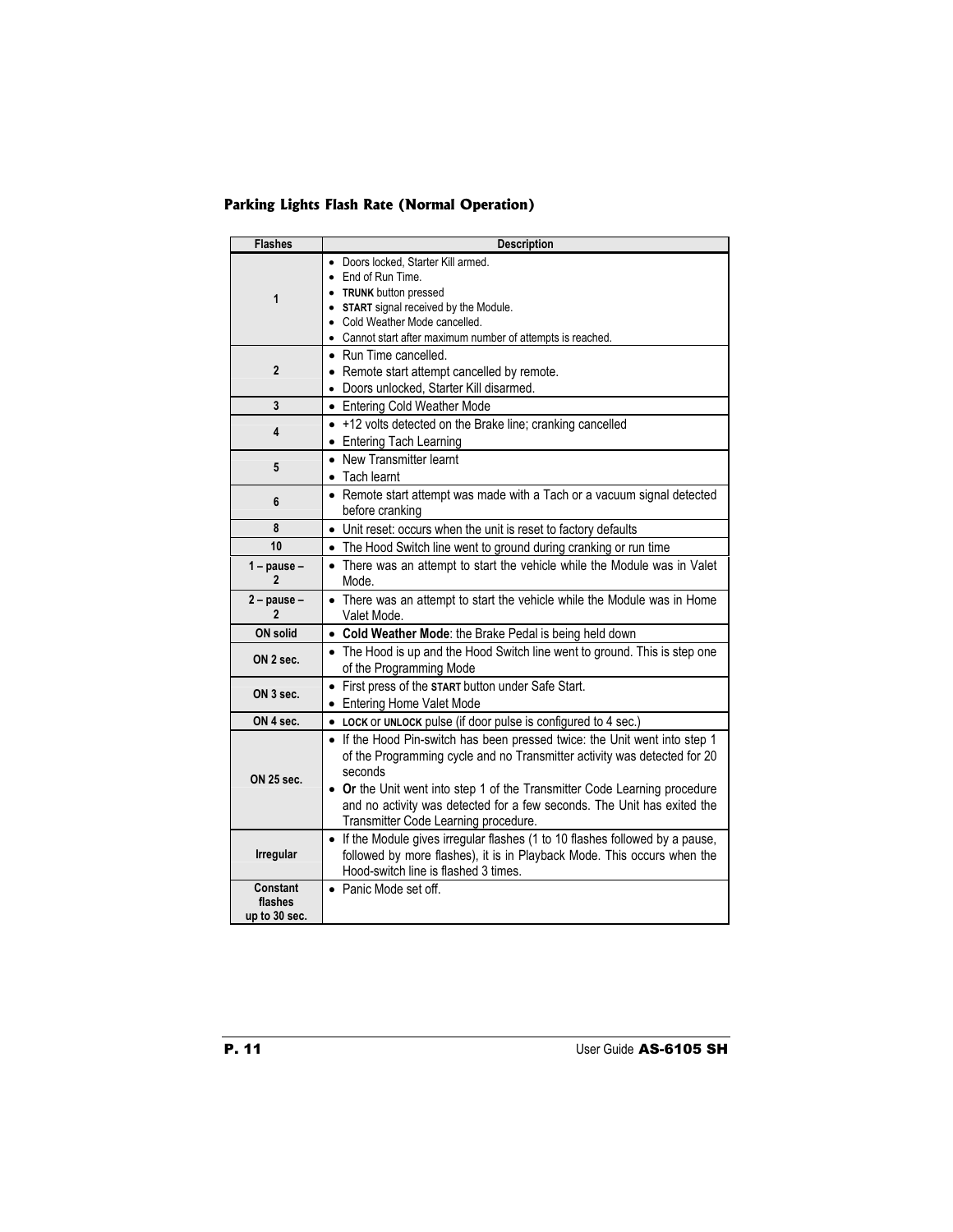## Parking Lights Flash Rate (Normal Operation)

| Flashes | Description |
| --- | --- |
| 1 | • Doors locked, Starter Kill armed.<br>• End of Run Time.<br>• **TRUNK** button pressed<br>• **START** signal received by the Module.<br>• Cold Weather Mode cancelled.<br>• Cannot start after maximum number of attempts is reached. |
| 2 | • Run Time cancelled.<br>• Remote start attempt cancelled by remote.<br>• Doors unlocked, Starter Kill disarmed. |
| 3 | • Entering Cold Weather Mode |
| 4 | • +12 volts detected on the Brake line; cranking cancelled<br>• Entering Tach Learning |
| 5 | • New Transmitter learnt<br>• Tach learnt |
| 6 | • Remote start attempt was made with a Tach or a vacuum signal detected before cranking |
| 8 | • Unit reset: occurs when the unit is reset to factory defaults |
| 10 | • The Hood Switch line went to ground during cranking or run time |
| 1 – pause – 2 | • There was an attempt to start the vehicle while the Module was in Valet Mode. |
| 2 – pause – 2 | • There was an attempt to start the vehicle while the Module was in Home Valet Mode. |
| ON solid | • **Cold Weather Mode**: the Brake Pedal is being held down |
| ON 2 sec. | • The Hood is up and the Hood Switch line went to ground. This is step one of the Programming Mode |
| ON 3 sec. | • First press of the **START** button under Safe Start.<br>• Entering Home Valet Mode |
| ON 4 sec. | • **LOCK** or **UNLOCK** pulse (if door pulse is configured to 4 sec.) |
| ON 25 sec. | • If the Hood Pin-switch has been pressed twice: the Unit went into step 1 of the Programming cycle and no Transmitter activity was detected for 20 seconds<br>• **Or** the Unit went into step 1 of the Transmitter Code Learning procedure and no activity was detected for a few seconds. The Unit has exited the Transmitter Code Learning procedure. |
| Irregular | • If the Module gives irregular flashes (1 to 10 flashes followed by a pause, followed by more flashes), it is in Playback Mode. This occurs when the Hood-switch line is flashed 3 times. |
| Constant flashes up to 30 sec. | • Panic Mode set off. |